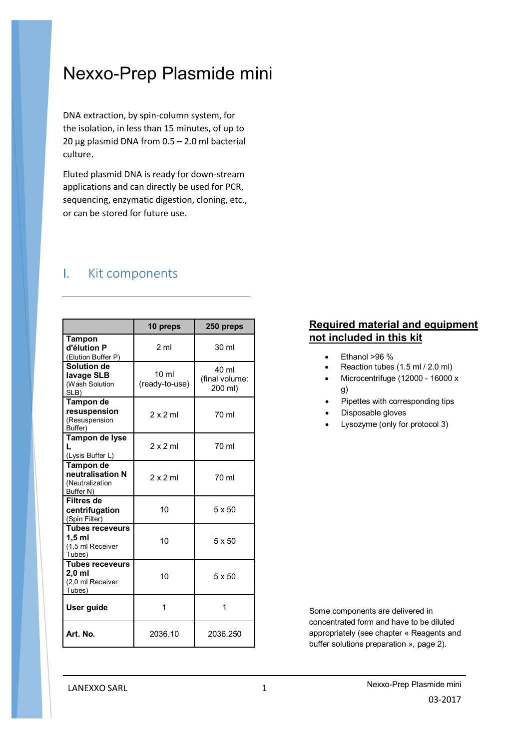# Nexxo-Prep Plasmide mini

DNA extraction, by spin-column system, for the isolation, in less than 15 minutes, of up to 20 µg plasmid DNA from 0.5 – 2.0 ml bacterial culture.

Eluted plasmid DNA is ready for down-stream applications and can directly be used for PCR, sequencing, enzymatic digestion, cloning, etc., or can be stored for future use.

## I. Kit components

| | 10 preps | 250 preps |
|---|---|---|
| **Tampon d'élution P** (Elution Buffer P) | 2 ml | 30 ml |
| **Solution de lavage SLB** (Wash Solution SLB) | 10 ml (ready-to-use) | 40 ml (final volume: 200 ml) |
| **Tampon de resuspension** (Resuspension Buffer) | 2 x 2 ml | 70 ml |
| **Tampon de lyse L** (Lysis Buffer L) | 2 x 2 ml | 70 ml |
| **Tampon de neutralisation N** (Neutralization Buffer N) | 2 x 2 ml | 70 ml |
| **Filtres de centrifugation** (Spin Filter) | 10 | 5 x 50 |
| **Tubes receveurs 1,5 ml** (1,5 ml Receiver Tubes) | 10 | 5 x 50 |
| **Tubes receveurs 2,0 ml** (2,0 ml Receiver Tubes) | 10 | 5 x 50 |
| **User guide** | 1 | 1 |
| **Art. No.** | 2036.10 | 2036.250 |

### Required material and equipment not included in this kit

- Ethanol >96 %
- Reaction tubes (1.5 ml / 2.0 ml)
- Microcentrifuge (12000 - 16000 x g)
- Pipettes with corresponding tips
- Disposable gloves
- Lysozyme (only for protocol 3)

Some components are delivered in concentrated form and have to be diluted appropriately (see chapter « Reagents and buffer solutions preparation », page 2).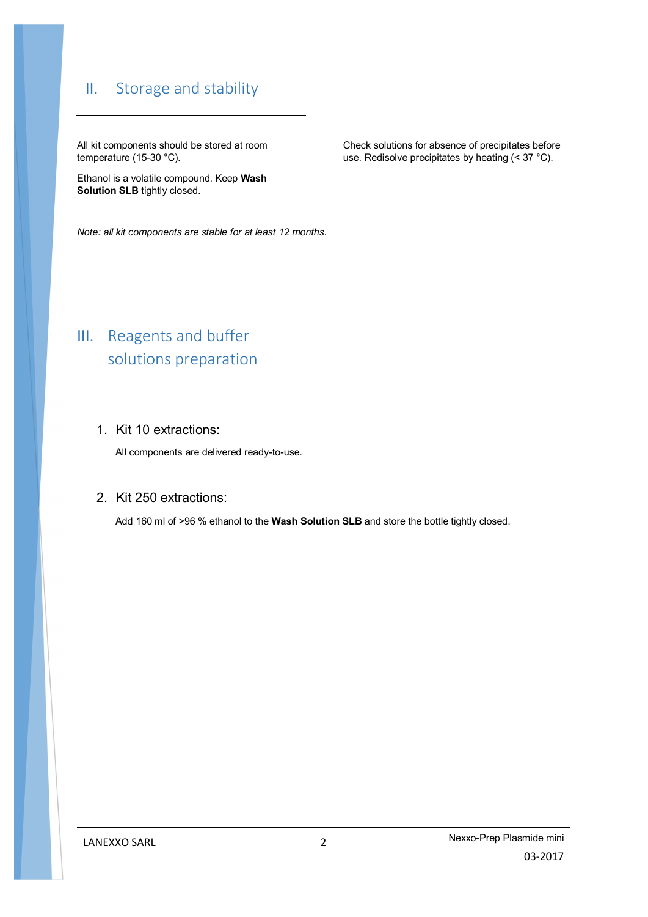## II. Storage and stability

All kit components should be stored at room temperature (15-30 °C).

Ethanol is a volatile compound. Keep **Wash Solution SLB** tightly closed.

*Note: all kit components are stable for at least 12 months.*

Check solutions for absence of precipitates before use. Redisolve precipitates by heating (< 37 °C).

## III. Reagents and buffer solutions preparation

### 1. Kit 10 extractions:

All components are delivered ready-to-use.

### 2. Kit 250 extractions:

Add 160 ml of >96 % ethanol to the **Wash Solution SLB** and store the bottle tightly closed.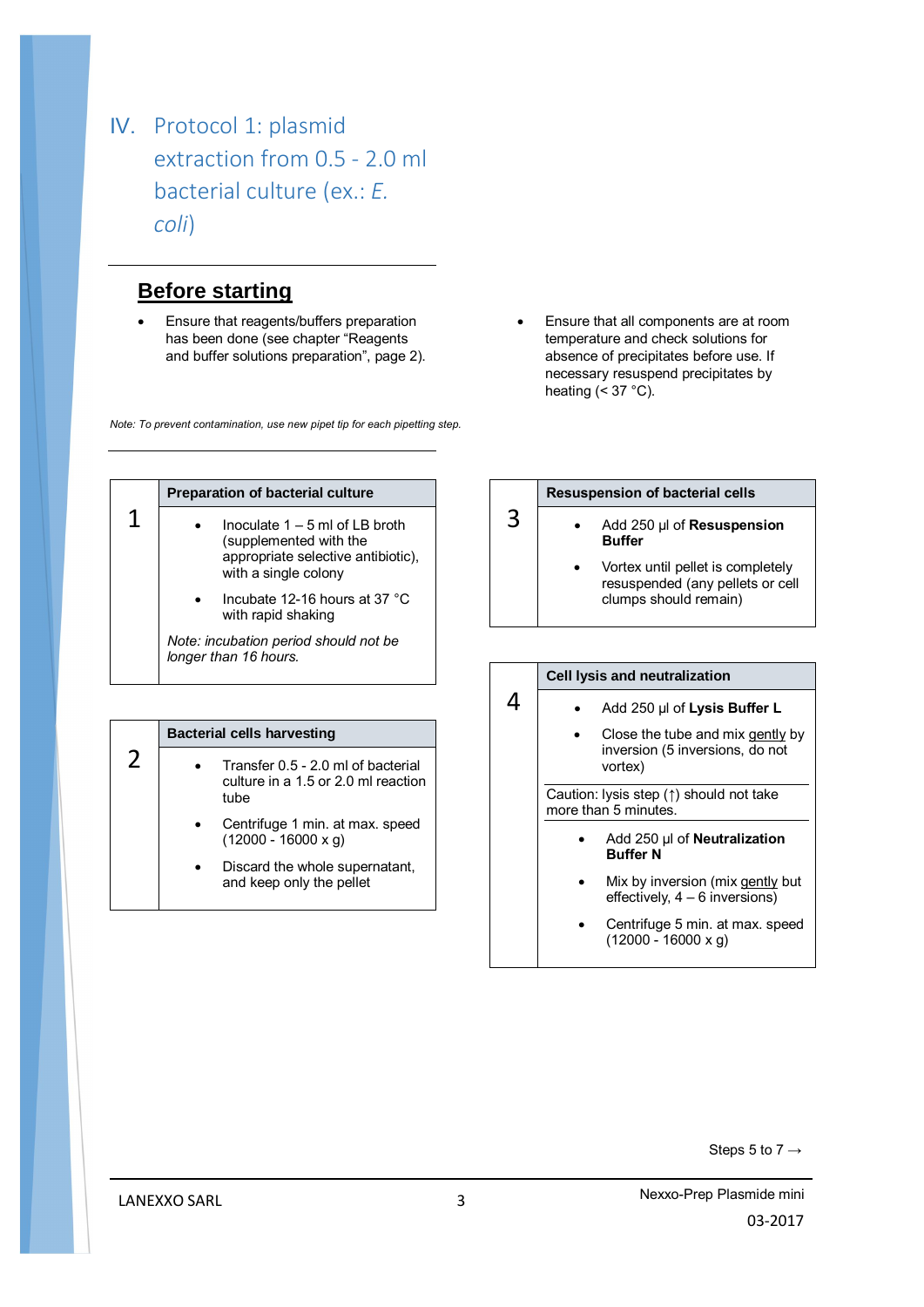# IV. Protocol 1: plasmid extraction from 0.5 - 2.0 ml bacterial culture (ex.: *E. coli*)

## Before starting

- Ensure that reagents/buffers preparation has been done (see chapter "Reagents and buffer solutions preparation", page 2).
- Ensure that all components are at room temperature and check solutions for absence of precipitates before use. If necessary resuspend precipitates by heating (< 37 °C).

*Note: To prevent contamination, use new pipet tip for each pipetting step.*

### 1 – Preparation of bacterial culture

- Inoculate 1 – 5 ml of LB broth (supplemented with the appropriate selective antibiotic), with a single colony
- Incubate 12-16 hours at 37 °C with rapid shaking

*Note: incubation period should not be longer than 16 hours.*

### 2 – Bacterial cells harvesting

- Transfer 0.5 - 2.0 ml of bacterial culture in a 1.5 or 2.0 ml reaction tube
- Centrifuge 1 min. at max. speed (12000 - 16000 x g)
- Discard the whole supernatant, and keep only the pellet

### 3 – Resuspension of bacterial cells

- Add 250 µl of **Resuspension Buffer**
- Vortex until pellet is completely resuspended (any pellets or cell clumps should remain)

### 4 – Cell lysis and neutralization

- Add 250 µl of **Lysis Buffer L**
- Close the tube and mix gently by inversion (5 inversions, do not vortex)

Caution: lysis step (↑) should not take more than 5 minutes.

- Add 250 µl of **Neutralization Buffer N**
- Mix by inversion (mix gently but effectively, 4 – 6 inversions)
- Centrifuge 5 min. at max. speed (12000 - 16000 x g)

Steps 5 to 7 →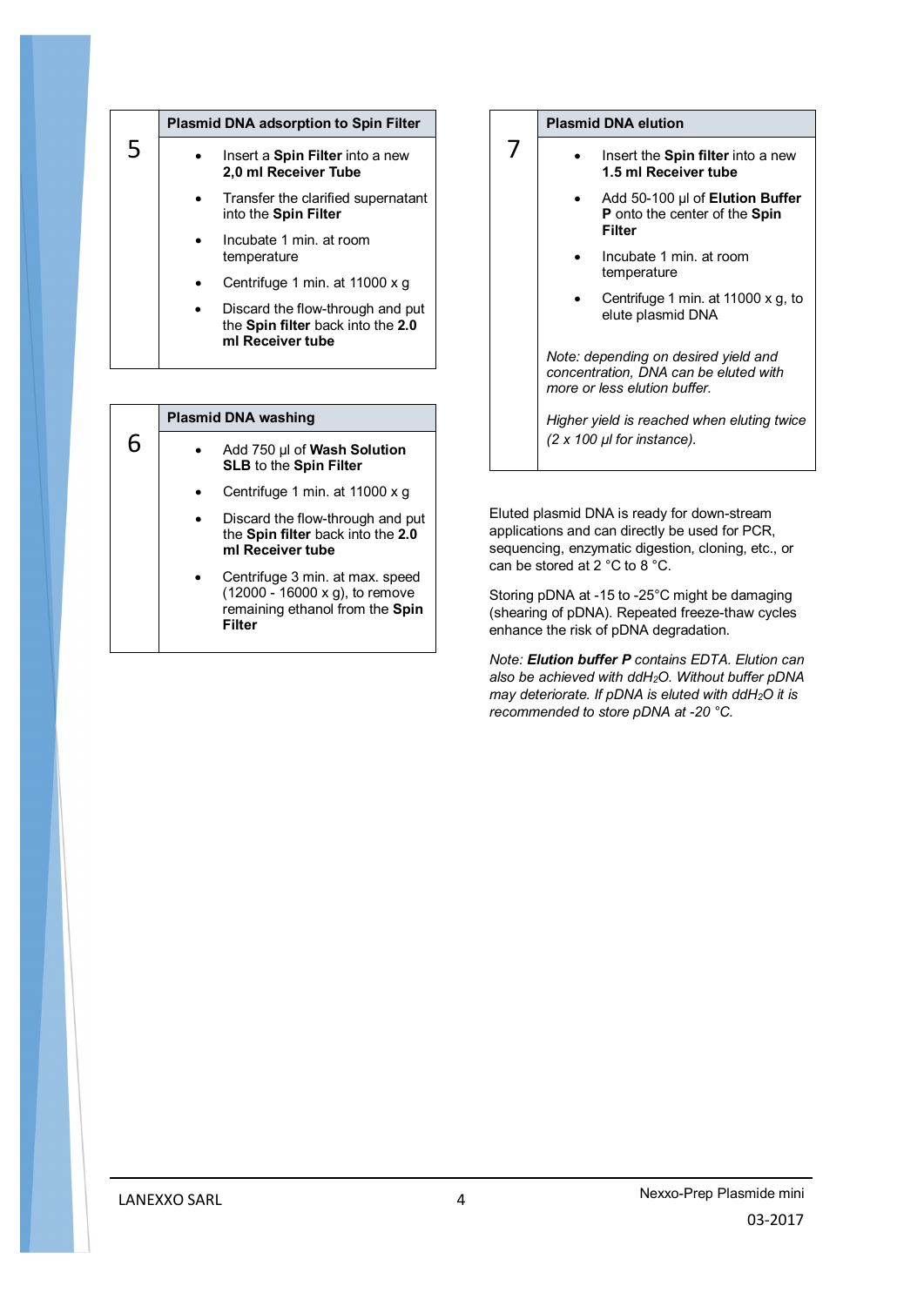## 5 Plasmid DNA adsorption to Spin Filter

- Insert a **Spin Filter** into a new **2,0 ml Receiver Tube**
- Transfer the clarified supernatant into the **Spin Filter**
- Incubate 1 min. at room temperature
- Centrifuge 1 min. at 11000 x g
- Discard the flow-through and put the **Spin filter** back into the **2.0 ml Receiver tube**

## 6 Plasmid DNA washing

- Add 750 µl of **Wash Solution SLB** to the **Spin Filter**
- Centrifuge 1 min. at 11000 x g
- Discard the flow-through and put the **Spin filter** back into the **2.0 ml Receiver tube**
- Centrifuge 3 min. at max. speed (12000 - 16000 x g), to remove remaining ethanol from the **Spin Filter**

## 7 Plasmid DNA elution

- Insert the **Spin filter** into a new **1.5 ml Receiver tube**
- Add 50-100 µl of **Elution Buffer P** onto the center of the **Spin Filter**
- Incubate 1 min. at room temperature
- Centrifuge 1 min. at 11000 x g, to elute plasmid DNA

*Note: depending on desired yield and concentration, DNA can be eluted with more or less elution buffer.*

*Higher yield is reached when eluting twice (2 x 100 µl for instance).*

Eluted plasmid DNA is ready for down-stream applications and can directly be used for PCR, sequencing, enzymatic digestion, cloning, etc., or can be stored at 2 °C to 8 °C.

Storing pDNA at -15 to -25°C might be damaging (shearing of pDNA). Repeated freeze-thaw cycles enhance the risk of pDNA degradation.

*Note: **Elution buffer P** contains EDTA. Elution can also be achieved with ddH$_2$O. Without buffer pDNA may deteriorate. If pDNA is eluted with ddH$_2$O it is recommended to store pDNA at -20 °C.*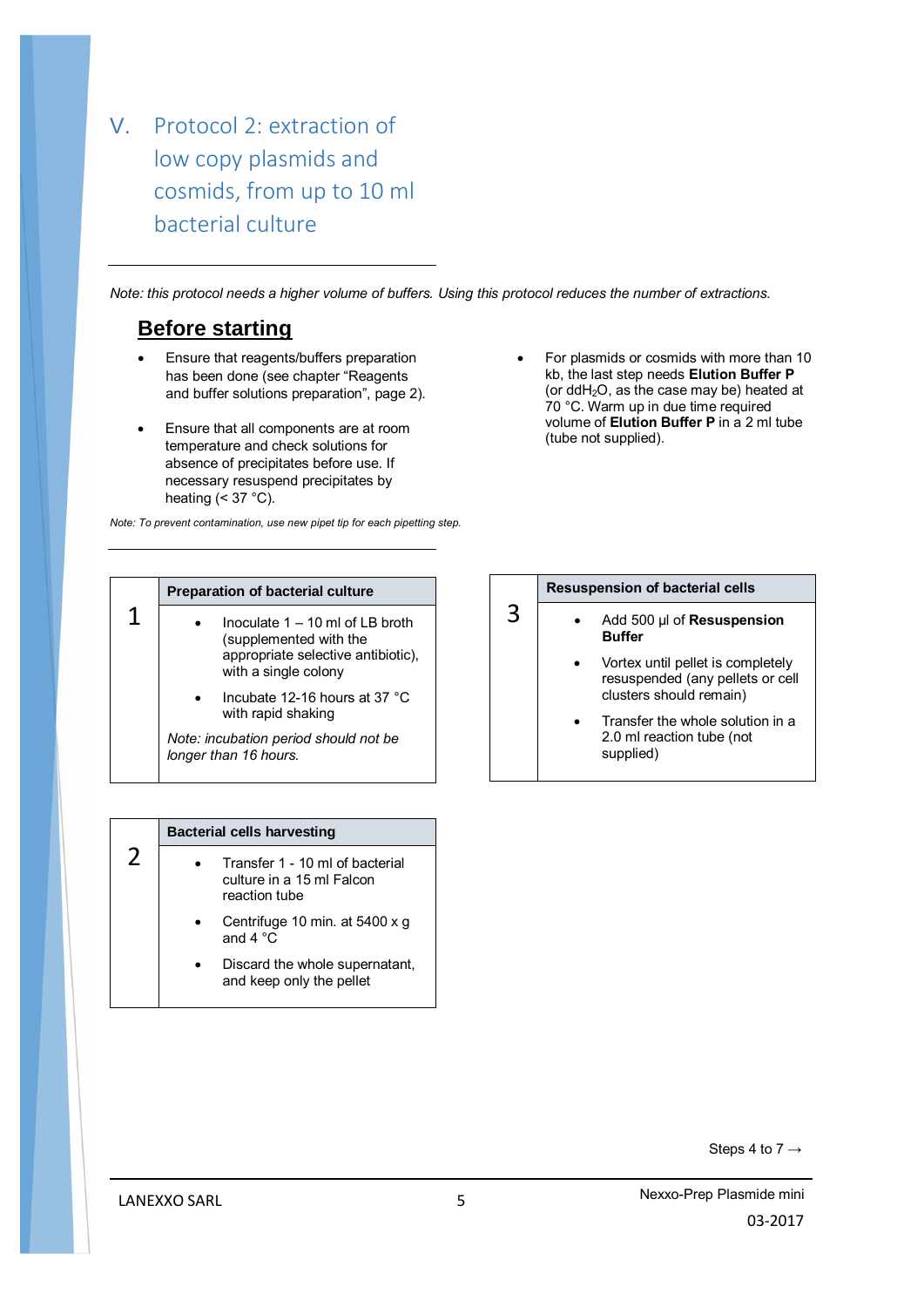# V. Protocol 2: extraction of low copy plasmids and cosmids, from up to 10 ml bacterial culture

*Note: this protocol needs a higher volume of buffers. Using this protocol reduces the number of extractions.*

## Before starting

- Ensure that reagents/buffers preparation has been done (see chapter "Reagents and buffer solutions preparation", page 2).
- Ensure that all components are at room temperature and check solutions for absence of precipitates before use. If necessary resuspend precipitates by heating (< 37 °C).
- For plasmids or cosmids with more than 10 kb, the last step needs **Elution Buffer P** (or $ddH_2O$, as the case may be) heated at 70 °C. Warm up in due time required volume of **Elution Buffer P** in a 2 ml tube (tube not supplied).

*Note: To prevent contamination, use new pipet tip for each pipetting step.*

### 1 Preparation of bacterial culture

- Inoculate 1 – 10 ml of LB broth (supplemented with the appropriate selective antibiotic), with a single colony
- Incubate 12-16 hours at 37 °C with rapid shaking

*Note: incubation period should not be longer than 16 hours.*

### 2 Bacterial cells harvesting

- Transfer 1 - 10 ml of bacterial culture in a 15 ml Falcon reaction tube
- Centrifuge 10 min. at 5400 x g and 4 °C
- Discard the whole supernatant, and keep only the pellet

### 3 Resuspension of bacterial cells

- Add 500 µl of **Resuspension Buffer**
- Vortex until pellet is completely resuspended (any pellets or cell clusters should remain)
- Transfer the whole solution in a 2.0 ml reaction tube (not supplied)

Steps 4 to 7 →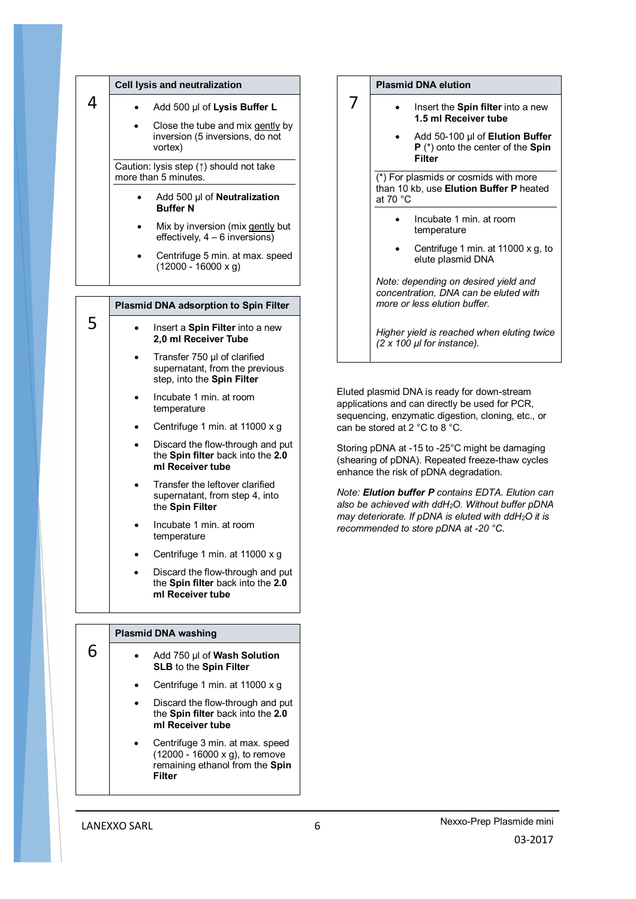## 4 Cell lysis and neutralization

- Add 500 µl of **Lysis Buffer L**
- Close the tube and mix gently by inversion (5 inversions, do not vortex)

Caution: lysis step (↑) should not take more than 5 minutes.

- Add 500 µl of **Neutralization Buffer N**
- Mix by inversion (mix gently but effectively, 4 – 6 inversions)
- Centrifuge 5 min. at max. speed (12000 - 16000 x g)

## 5 Plasmid DNA adsorption to Spin Filter

- Insert a **Spin Filter** into a new **2,0 ml Receiver Tube**
- Transfer 750 µl of clarified supernatant, from the previous step, into the **Spin Filter**
- Incubate 1 min. at room temperature
- Centrifuge 1 min. at 11000 x g
- Discard the flow-through and put the **Spin filter** back into the **2.0 ml Receiver tube**
- Transfer the leftover clarified supernatant, from step 4, into the **Spin Filter**
- Incubate 1 min. at room temperature
- Centrifuge 1 min. at 11000 x g
- Discard the flow-through and put the **Spin filter** back into the **2.0 ml Receiver tube**

## 6 Plasmid DNA washing

- Add 750 µl of **Wash Solution SLB** to the **Spin Filter**
- Centrifuge 1 min. at 11000 x g
- Discard the flow-through and put the **Spin filter** back into the **2.0 ml Receiver tube**
- Centrifuge 3 min. at max. speed (12000 - 16000 x g), to remove remaining ethanol from the **Spin Filter**

## 7 Plasmid DNA elution

- Insert the **Spin filter** into a new **1.5 ml Receiver tube**
- Add 50-100 µl of **Elution Buffer P** (*) onto the center of the **Spin Filter**

(*) For plasmids or cosmids with more than 10 kb, use **Elution Buffer P** heated at 70 °C

- Incubate 1 min. at room temperature
- Centrifuge 1 min. at 11000 x g, to elute plasmid DNA

*Note: depending on desired yield and concentration, DNA can be eluted with more or less elution buffer.*

*Higher yield is reached when eluting twice (2 x 100 µl for instance).*

Eluted plasmid DNA is ready for down-stream applications and can directly be used for PCR, sequencing, enzymatic digestion, cloning, etc., or can be stored at 2 °C to 8 °C.

Storing pDNA at -15 to -25°C might be damaging (shearing of pDNA). Repeated freeze-thaw cycles enhance the risk of pDNA degradation.

*Note: **Elution buffer P** contains EDTA. Elution can also be achieved with ddH$_2$O. Without buffer pDNA may deteriorate. If pDNA is eluted with ddH$_2$O it is recommended to store pDNA at -20 °C.*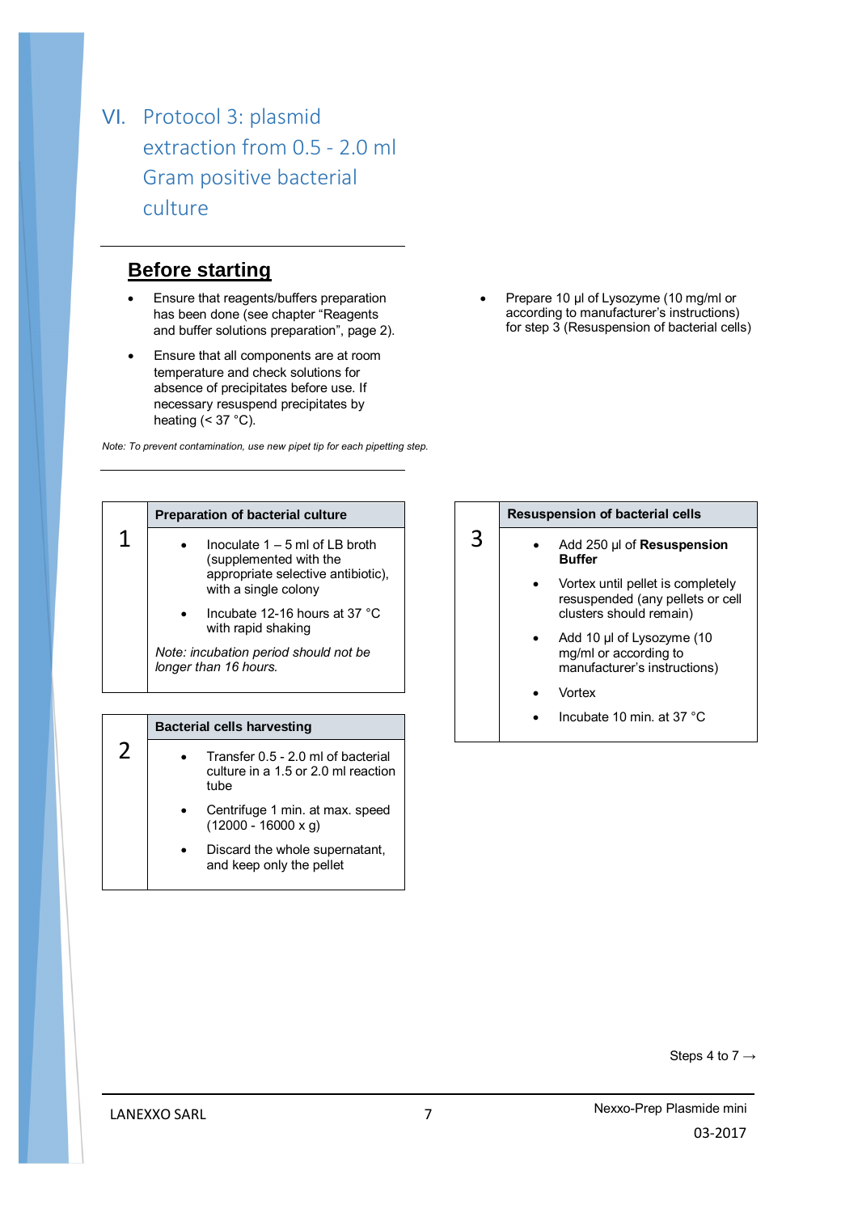# VI. Protocol 3: plasmid extraction from 0.5 - 2.0 ml Gram positive bacterial culture

## Before starting

- Ensure that reagents/buffers preparation has been done (see chapter "Reagents and buffer solutions preparation", page 2).
- Ensure that all components are at room temperature and check solutions for absence of precipitates before use. If necessary resuspend precipitates by heating (< 37 °C).
- Prepare 10 µl of Lysozyme (10 mg/ml or according to manufacturer's instructions) for step 3 (Resuspension of bacterial cells)

*Note: To prevent contamination, use new pipet tip for each pipetting step.*

| | Preparation of bacterial culture |
|---|---|
| 1 | • Inoculate 1 – 5 ml of LB broth (supplemented with the appropriate selective antibiotic), with a single colony<br>• Incubate 12-16 hours at 37 °C with rapid shaking<br>*Note: incubation period should not be longer than 16 hours.* |

| | Bacterial cells harvesting |
|---|---|
| 2 | • Transfer 0.5 - 2.0 ml of bacterial culture in a 1.5 or 2.0 ml reaction tube<br>• Centrifuge 1 min. at max. speed (12000 - 16000 x g)<br>• Discard the whole supernatant, and keep only the pellet |

| | Resuspension of bacterial cells |
|---|---|
| 3 | • Add 250 µl of **Resuspension Buffer**<br>• Vortex until pellet is completely resuspended (any pellets or cell clusters should remain)<br>• Add 10 µl of Lysozyme (10 mg/ml or according to manufacturer's instructions)<br>• Vortex<br>• Incubate 10 min. at 37 °C |

Steps 4 to 7 →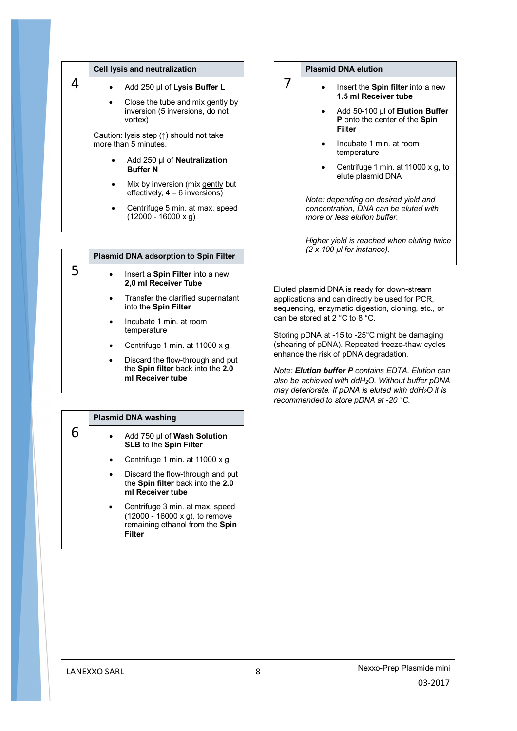## 4 Cell lysis and neutralization

- Add 250 µl of **Lysis Buffer L**
- Close the tube and mix gently by inversion (5 inversions, do not vortex)

Caution: lysis step (↑) should not take more than 5 minutes.

- Add 250 µl of **Neutralization Buffer N**
- Mix by inversion (mix gently but effectively, 4 – 6 inversions)
- Centrifuge 5 min. at max. speed (12000 - 16000 x g)

## 5 Plasmid DNA adsorption to Spin Filter

- Insert a **Spin Filter** into a new **2,0 ml Receiver Tube**
- Transfer the clarified supernatant into the **Spin Filter**
- Incubate 1 min. at room temperature
- Centrifuge 1 min. at 11000 x g
- Discard the flow-through and put the **Spin filter** back into the **2.0 ml Receiver tube**

## 6 Plasmid DNA washing

- Add 750 µl of **Wash Solution SLB** to the **Spin Filter**
- Centrifuge 1 min. at 11000 x g
- Discard the flow-through and put the **Spin filter** back into the **2.0 ml Receiver tube**
- Centrifuge 3 min. at max. speed (12000 - 16000 x g), to remove remaining ethanol from the **Spin Filter**

## 7 Plasmid DNA elution

- Insert the **Spin filter** into a new **1.5 ml Receiver tube**
- Add 50-100 µl of **Elution Buffer P** onto the center of the **Spin Filter**
- Incubate 1 min. at room temperature
- Centrifuge 1 min. at 11000 x g, to elute plasmid DNA

*Note: depending on desired yield and concentration, DNA can be eluted with more or less elution buffer.*

*Higher yield is reached when eluting twice (2 x 100 µl for instance).*

Eluted plasmid DNA is ready for down-stream applications and can directly be used for PCR, sequencing, enzymatic digestion, cloning, etc., or can be stored at 2 °C to 8 °C.

Storing pDNA at -15 to -25°C might be damaging (shearing of pDNA). Repeated freeze-thaw cycles enhance the risk of pDNA degradation.

*Note: **Elution buffer P** contains EDTA. Elution can also be achieved with $ddH_2O$. Without buffer pDNA may deteriorate. If pDNA is eluted with $ddH_2O$ it is recommended to store pDNA at -20 °C.*